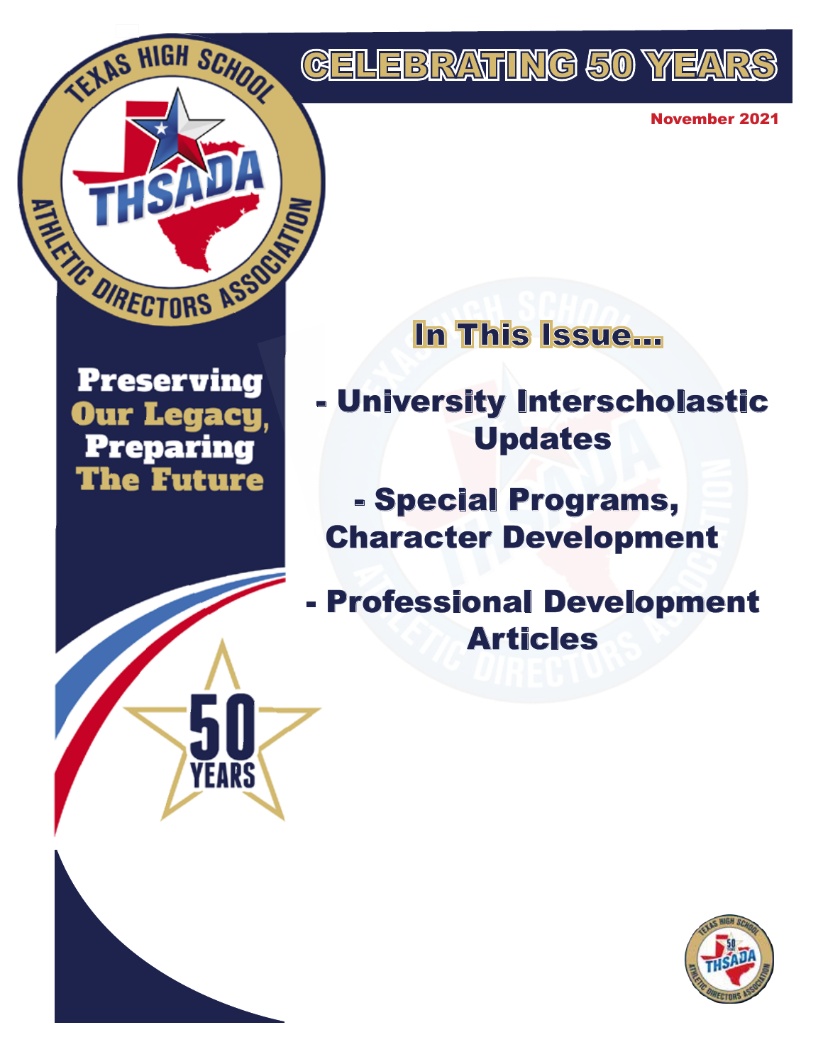# CELEBRATING 50 YEARS

November 2021

Texas High School Athletic Directors Association

THSADA

**Preserving Our Legacy, Preparing The Future**

## In This Issue...

- **University Interscholastic Updates**
- **Special Programs, Character Development**
- **Professional Development Articles**

50 YEARS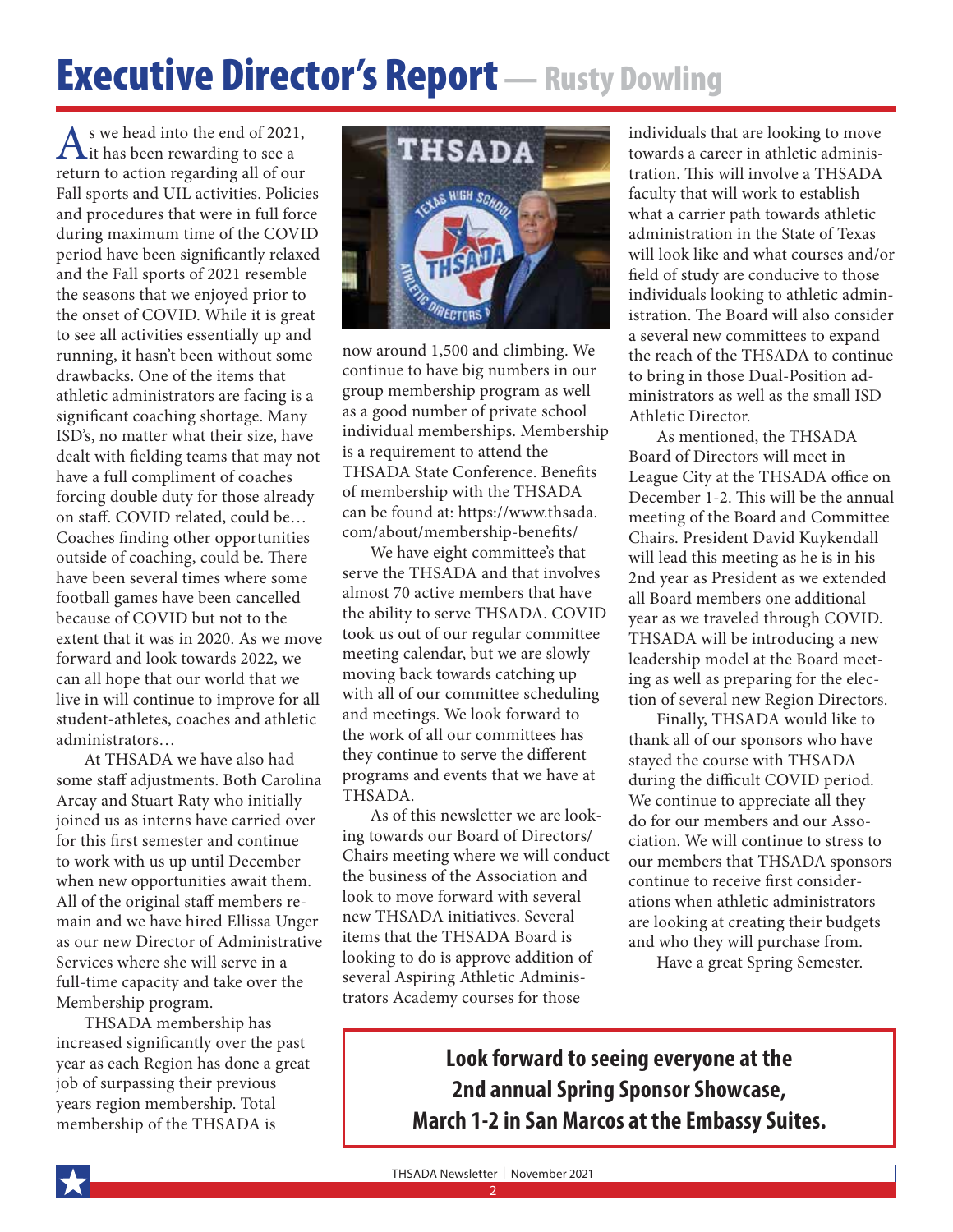# Executive Director's Report — Rusty Dowling

As we head into the end of 2021, it has been rewarding to see a return to action regarding all of our Fall sports and UIL activities. Policies and procedures that were in full force during maximum time of the COVID period have been significantly relaxed and the Fall sports of 2021 resemble the seasons that we enjoyed prior to the onset of COVID. While it is great to see all activities essentially up and running, it hasn't been without some drawbacks. One of the items that athletic administrators are facing is a significant coaching shortage. Many ISD's, no matter what their size, have dealt with fielding teams that may not have a full compliment of coaches forcing double duty for those already on staff. COVID related, could be… Coaches finding other opportunities outside of coaching, could be. There have been several times where some football games have been cancelled because of COVID but not to the extent that it was in 2020. As we move forward and look towards 2022, we can all hope that our world that we live in will continue to improve for all student-athletes, coaches and athletic administrators…

At THSADA we have also had some staff adjustments. Both Carolina Arcay and Stuart Raty who initially joined us as interns have carried over for this first semester and continue to work with us up until December when new opportunities await them. All of the original staff members remain and we have hired Ellissa Unger as our new Director of Administrative Services where she will serve in a full-time capacity and take over the Membership program.

THSADA membership has increased significantly over the past year as each Region has done a great job of surpassing their previous years region membership. Total membership of the THSADA is now around 1,500 and climbing. We continue to have big numbers in our group membership program as well as a good number of private school individual memberships. Membership is a requirement to attend the THSADA State Conference. Benefits of membership with the THSADA can be found at: https://www.thsada.com/about/membership-benefits/

We have eight committee's that serve the THSADA and that involves almost 70 active members that have the ability to serve THSADA. COVID took us out of our regular committee meeting calendar, but we are slowly moving back towards catching up with all of our committee scheduling and meetings. We look forward to the work of all our committees has they continue to serve the different programs and events that we have at THSADA.

As of this newsletter we are looking towards our Board of Directors/Chairs meeting where we will conduct the business of the Association and look to move forward with several new THSADA initiatives. Several items that the THSADA Board is looking to do is approve addition of several Aspiring Athletic Administrators Academy courses for those individuals that are looking to move towards a career in athletic administration. This will involve a THSADA faculty that will work to establish what a carrier path towards athletic administration in the State of Texas will look like and what courses and/or field of study are conducive to those individuals looking to athletic administration. The Board will also consider a several new committees to expand the reach of the THSADA to continue to bring in those Dual-Position administrators as well as the small ISD Athletic Director.

As mentioned, the THSADA Board of Directors will meet in League City at the THSADA office on December 1-2. This will be the annual meeting of the Board and Committee Chairs. President David Kuykendall will lead this meeting as he is in his 2nd year as President as we extended all Board members one additional year as we traveled through COVID. THSADA will be introducing a new leadership model at the Board meeting as well as preparing for the election of several new Region Directors.

Finally, THSADA would like to thank all of our sponsors who have stayed the course with THSADA during the difficult COVID period. We continue to appreciate all they do for our members and our Association. We will continue to stress to our members that THSADA sponsors continue to receive first considerations when athletic administrators are looking at creating their budgets and who they will purchase from.

Have a great Spring Semester.

**Look forward to seeing everyone at the 2nd annual Spring Sponsor Showcase, March 1-2 in San Marcos at the Embassy Suites.**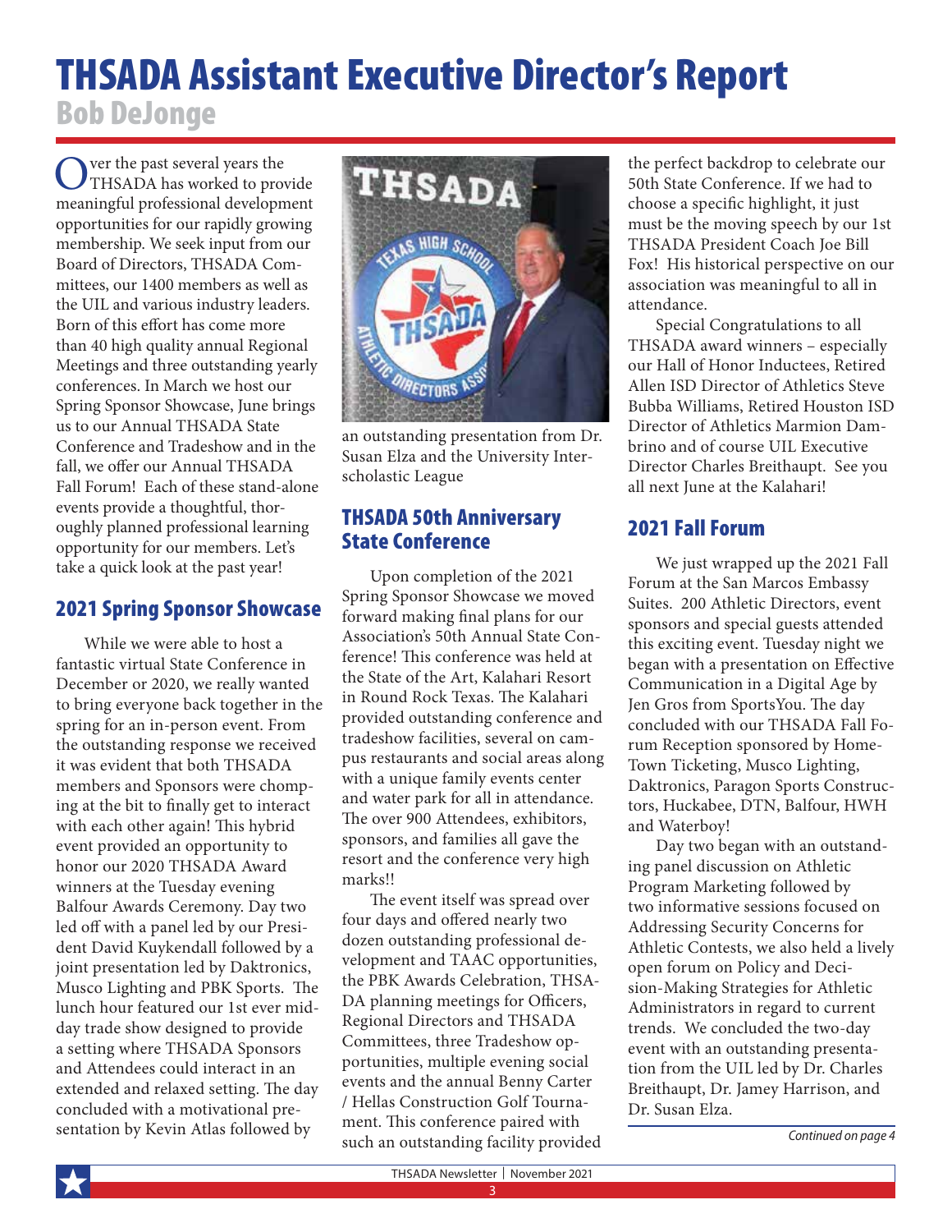# THSADA Assistant Executive Director's Report

## Bob DeJonge

Over the past several years the THSADA has worked to provide meaningful professional development opportunities for our rapidly growing membership. We seek input from our Board of Directors, THSADA Committees, our 1400 members as well as the UIL and various industry leaders. Born of this effort has come more than 40 high quality annual Regional Meetings and three outstanding yearly conferences. In March we host our Spring Sponsor Showcase, June brings us to our Annual THSADA State Conference and Tradeshow and in the fall, we offer our Annual THSADA Fall Forum! Each of these stand-alone events provide a thoughtful, thoroughly planned professional learning opportunity for our members. Let's take a quick look at the past year!

### 2021 Spring Sponsor Showcase

While we were able to host a fantastic virtual State Conference in December or 2020, we really wanted to bring everyone back together in the spring for an in-person event. From the outstanding response we received it was evident that both THSADA members and Sponsors were chomping at the bit to finally get to interact with each other again! This hybrid event provided an opportunity to honor our 2020 THSADA Award winners at the Tuesday evening Balfour Awards Ceremony. Day two led off with a panel led by our President David Kuykendall followed by a joint presentation led by Daktronics, Musco Lighting and PBK Sports. The lunch hour featured our 1st ever midday trade show designed to provide a setting where THSADA Sponsors and Attendees could interact in an extended and relaxed setting. The day concluded with a motivational presentation by Kevin Atlas followed by an outstanding presentation from Dr. Susan Elza and the University Interscholastic League

### THSADA 50th Anniversary State Conference

Upon completion of the 2021 Spring Sponsor Showcase we moved forward making final plans for our Association's 50th Annual State Conference! This conference was held at the State of the Art, Kalahari Resort in Round Rock Texas. The Kalahari provided outstanding conference and tradeshow facilities, several on campus restaurants and social areas along with a unique family events center and water park for all in attendance. The over 900 Attendees, exhibitors, sponsors, and families all gave the resort and the conference very high marks!!

The event itself was spread over four days and offered nearly two dozen outstanding professional development and TAAC opportunities, the PBK Awards Celebration, THSADA planning meetings for Officers, Regional Directors and THSADA Committees, three Tradeshow opportunities, multiple evening social events and the annual Benny Carter / Hellas Construction Golf Tournament. This conference paired with such an outstanding facility provided the perfect backdrop to celebrate our 50th State Conference. If we had to choose a specific highlight, it just must be the moving speech by our 1st THSADA President Coach Joe Bill Fox! His historical perspective on our association was meaningful to all in attendance.

Special Congratulations to all THSADA award winners – especially our Hall of Honor Inductees, Retired Allen ISD Director of Athletics Steve Bubba Williams, Retired Houston ISD Director of Athletics Marmion Dambrino and of course UIL Executive Director Charles Breithaupt. See you all next June at the Kalahari!

### 2021 Fall Forum

We just wrapped up the 2021 Fall Forum at the San Marcos Embassy Suites. 200 Athletic Directors, event sponsors and special guests attended this exciting event. Tuesday night we began with a presentation on Effective Communication in a Digital Age by Jen Gros from SportsYou. The day concluded with our THSADA Fall Forum Reception sponsored by HomeTown Ticketing, Musco Lighting, Daktronics, Paragon Sports Constructors, Huckabee, DTN, Balfour, HWH and Waterboy!

Day two began with an outstanding panel discussion on Athletic Program Marketing followed by two informative sessions focused on Addressing Security Concerns for Athletic Contests, we also held a lively open forum on Policy and Decision-Making Strategies for Athletic Administrators in regard to current trends. We concluded the two-day event with an outstanding presentation from the UIL led by Dr. Charles Breithaupt, Dr. Jamey Harrison, and Dr. Susan Elza.

*Continued on page 4*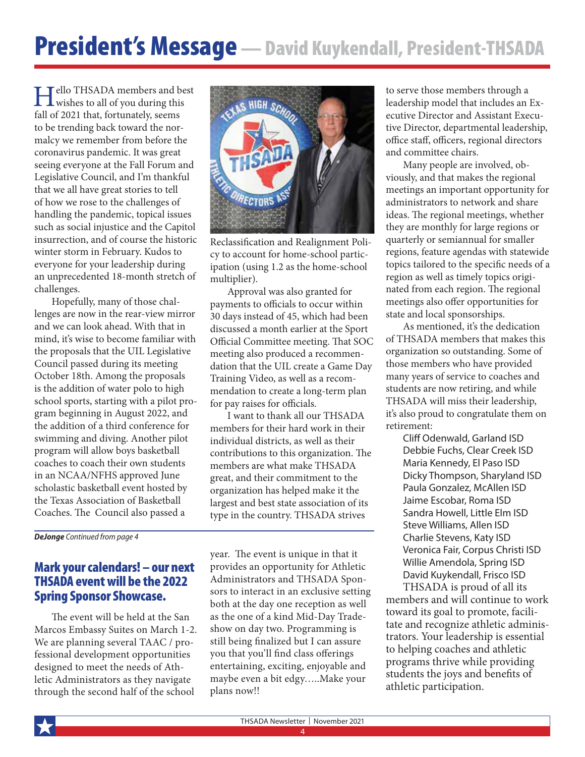# President's Message — David Kuykendall, President-THSADA

Hello THSADA members and best wishes to all of you during this fall of 2021 that, fortunately, seems to be trending back toward the normalcy we remember from before the coronavirus pandemic. It was great seeing everyone at the Fall Forum and Legislative Council, and I'm thankful that we all have great stories to tell of how we rose to the challenges of handling the pandemic, topical issues such as social injustice and the Capitol insurrection, and of course the historic winter storm in February. Kudos to everyone for your leadership during an unprecedented 18-month stretch of challenges.

Hopefully, many of those challenges are now in the rear-view mirror and we can look ahead. With that in mind, it's wise to become familiar with the proposals that the UIL Legislative Council passed during its meeting October 18th. Among the proposals is the addition of water polo to high school sports, starting with a pilot program beginning in August 2022, and the addition of a third conference for swimming and diving. Another pilot program will allow boys basketball coaches to coach their own students in an NCAA/NFHS approved June scholastic basketball event hosted by the Texas Association of Basketball Coaches. The Council also passed a Reclassification and Realignment Policy to account for home-school participation (using 1.2 as the home-school multiplier).

Approval was also granted for payments to officials to occur within 30 days instead of 45, which had been discussed a month earlier at the Sport Official Committee meeting. That SOC meeting also produced a recommendation that the UIL create a Game Day Training Video, as well as a recommendation to create a long-term plan for pay raises for officials.

I want to thank all our THSADA members for their hard work in their individual districts, as well as their contributions to this organization. The members are what make THSADA great, and their commitment to the organization has helped make it the largest and best state association of its type in the country. THSADA strives to serve those members through a leadership model that includes an Executive Director and Assistant Executive Director, departmental leadership, office staff, officers, regional directors and committee chairs.

Many people are involved, obviously, and that makes the regional meetings an important opportunity for administrators to network and share ideas. The regional meetings, whether they are monthly for large regions or quarterly or semiannual for smaller regions, feature agendas with statewide topics tailored to the specific needs of a region as well as timely topics originated from each region. The regional meetings also offer opportunities for state and local sponsorships.

As mentioned, it's the dedication of THSADA members that makes this organization so outstanding. Some of those members who have provided many years of service to coaches and students are now retiring, and while THSADA will miss their leadership, it's also proud to congratulate them on retirement:

Cliff Odenwald, Garland ISD
Debbie Fuchs, Clear Creek ISD
Maria Kennedy, El Paso ISD
Dicky Thompson, Sharyland ISD
Paula Gonzalez, McAllen ISD
Jaime Escobar, Roma ISD
Sandra Howell, Little Elm ISD
Steve Williams, Allen ISD
Charlie Stevens, Katy ISD
Veronica Fair, Corpus Christi ISD
Willie Amendola, Spring ISD
David Kuykendall, Frisco ISD

THSADA is proud of all its members and will continue to work toward its goal to promote, facilitate and recognize athletic administrators. Your leadership is essential to helping coaches and athletic programs thrive while providing students the joys and benefits of athletic participation.

***DeJonge** Continued from page 4*

## Mark your calendars! – our next THSADA event will be the 2022 Spring Sponsor Showcase.

The event will be held at the San Marcos Embassy Suites on March 1-2. We are planning several TAAC / professional development opportunities designed to meet the needs of Athletic Administrators as they navigate through the second half of the school year. The event is unique in that it provides an opportunity for Athletic Administrators and THSADA Sponsors to interact in an exclusive setting both at the day one reception as well as the one of a kind Mid-Day Tradeshow on day two. Programming is still being finalized but I can assure you that you'll find class offerings entertaining, exciting, enjoyable and maybe even a bit edgy…..Make your plans now!!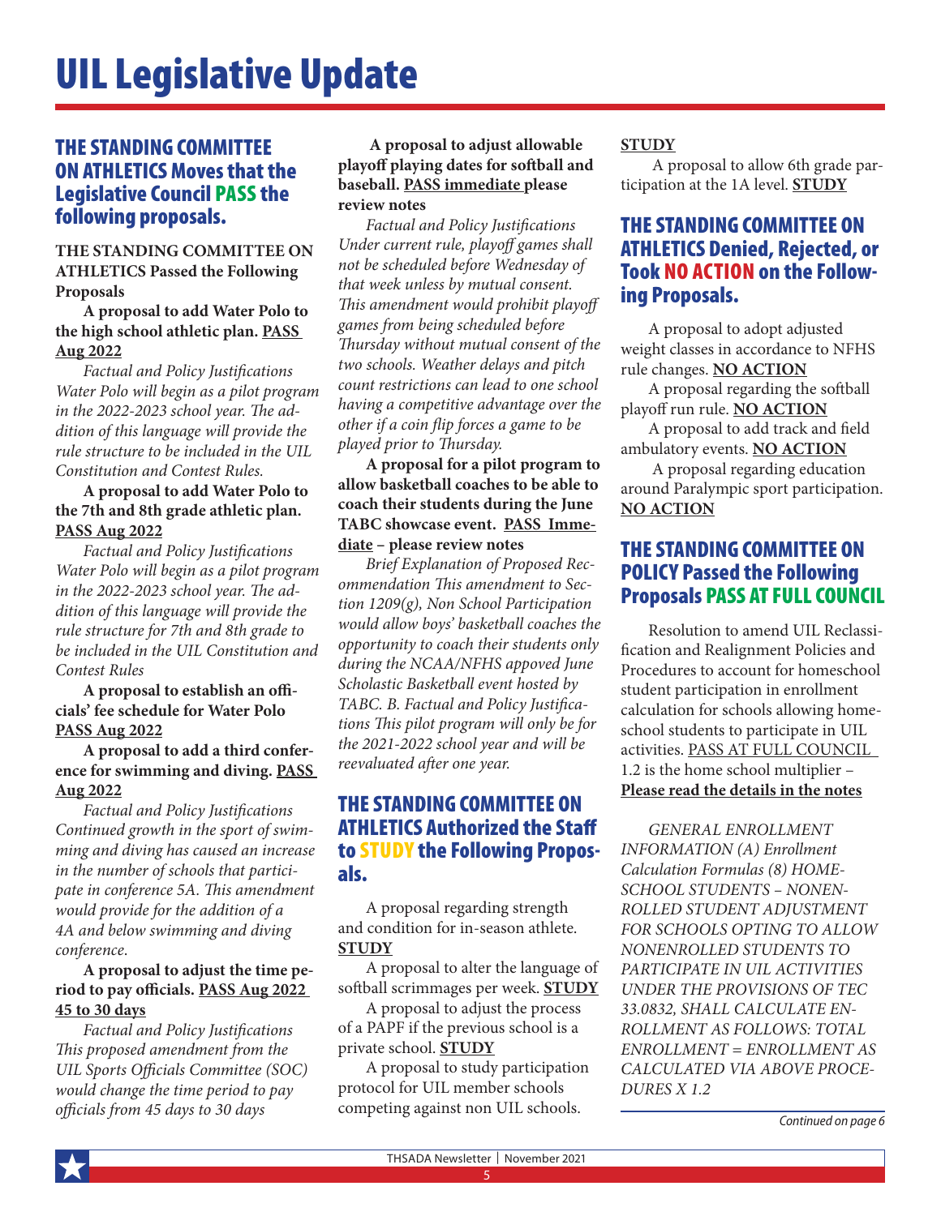# UIL Legislative Update

## THE STANDING COMMITTEE ON ATHLETICS Moves that the Legislative Council PASS the following proposals.

**THE STANDING COMMITTEE ON ATHLETICS Passed the Following Proposals**

**A proposal to add Water Polo to the high school athletic plan. PASS Aug 2022**

*Factual and Policy Justifications Water Polo will begin as a pilot program in the 2022-2023 school year. The addition of this language will provide the rule structure to be included in the UIL Constitution and Contest Rules.*

**A proposal to add Water Polo to the 7th and 8th grade athletic plan. PASS Aug 2022**

*Factual and Policy Justifications Water Polo will begin as a pilot program in the 2022-2023 school year. The addition of this language will provide the rule structure for 7th and 8th grade to be included in the UIL Constitution and Contest Rules*

**A proposal to establish an officials' fee schedule for Water Polo PASS Aug 2022**

**A proposal to add a third conference for swimming and diving. PASS Aug 2022**

*Factual and Policy Justifications Continued growth in the sport of swimming and diving has caused an increase in the number of schools that participate in conference 5A. This amendment would provide for the addition of a 4A and below swimming and diving conference.*

**A proposal to adjust the time period to pay officials. PASS Aug 2022 45 to 30 days**

*Factual and Policy Justifications This proposed amendment from the UIL Sports Officials Committee (SOC) would change the time period to pay officials from 45 days to 30 days*

**A proposal to adjust allowable playoff playing dates for softball and baseball. PASS immediate please review notes**

*Factual and Policy Justifications Under current rule, playoff games shall not be scheduled before Wednesday of that week unless by mutual consent. This amendment would prohibit playoff games from being scheduled before Thursday without mutual consent of the two schools. Weather delays and pitch count restrictions can lead to one school having a competitive advantage over the other if a coin flip forces a game to be played prior to Thursday.*

**A proposal for a pilot program to allow basketball coaches to be able to coach their students during the June TABC showcase event. PASS Immediate – please review notes**

*Brief Explanation of Proposed Recommendation This amendment to Section 1209(g), Non School Participation would allow boys' basketball coaches the opportunity to coach their students only during the NCAA/NFHS appoved June Scholastic Basketball event hosted by TABC. B. Factual and Policy Justifications This pilot program will only be for the 2021-2022 school year and will be reevaluated after one year.*

## THE STANDING COMMITTEE ON ATHLETICS Authorized the Staff to STUDY the Following Proposals.

A proposal regarding strength and condition for in-season athlete. **STUDY**

A proposal to alter the language of softball scrimmages per week. **STUDY**

A proposal to adjust the process of a PAPF if the previous school is a private school. **STUDY**

A proposal to study participation protocol for UIL member schools competing against non UIL schools. **STUDY**

A proposal to allow 6th grade participation at the 1A level. **STUDY**

## THE STANDING COMMITTEE ON ATHLETICS Denied, Rejected, or Took NO ACTION on the Following Proposals.

A proposal to adopt adjusted weight classes in accordance to NFHS rule changes. **NO ACTION**

A proposal regarding the softball playoff run rule. **NO ACTION**

A proposal to add track and field ambulatory events. **NO ACTION**

A proposal regarding education around Paralympic sport participation. **NO ACTION**

## THE STANDING COMMITTEE ON POLICY Passed the Following Proposals PASS AT FULL COUNCIL

Resolution to amend UIL Reclassification and Realignment Policies and Procedures to account for homeschool student participation in enrollment calculation for schools allowing homeschool students to participate in UIL activities. PASS AT FULL COUNCIL 1.2 is the home school multiplier – **Please read the details in the notes**

*GENERAL ENROLLMENT INFORMATION (A) Enrollment Calculation Formulas (8) HOMESCHOOL STUDENTS – NONENROLLED STUDENT ADJUSTMENT FOR SCHOOLS OPTING TO ALLOW NONENROLLED STUDENTS TO PARTICIPATE IN UIL ACTIVITIES UNDER THE PROVISIONS OF TEC 33.0832, SHALL CALCULATE ENROLLMENT AS FOLLOWS: TOTAL ENROLLMENT = ENROLLMENT AS CALCULATED VIA ABOVE PROCEDURES X 1.2*

*Continued on page 6*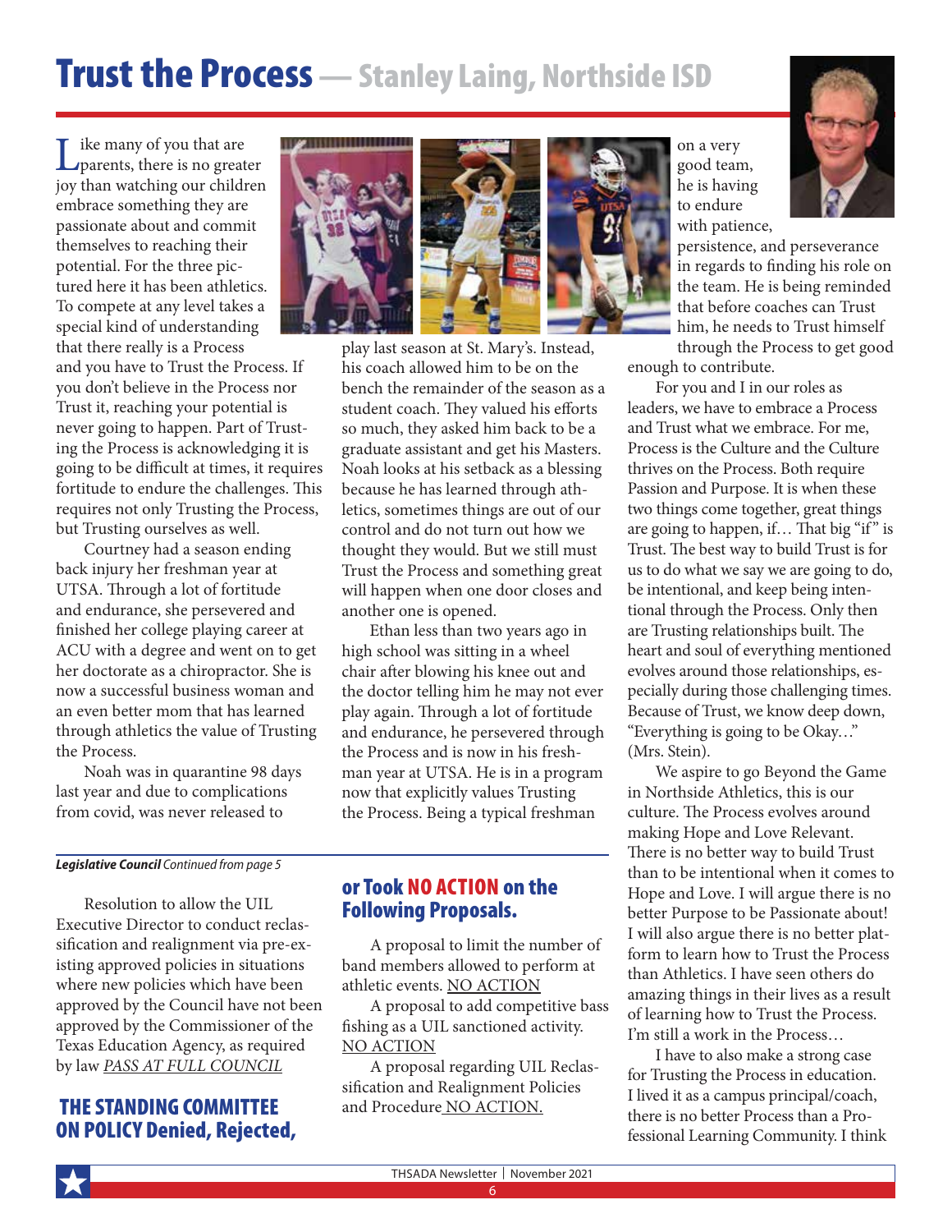# Trust the Process — Stanley Laing, Northside ISD

Like many of you that are parents, there is no greater joy than watching our children embrace something they are passionate about and commit themselves to reaching their potential. For the three pictured here it has been athletics. To compete at any level takes a special kind of understanding that there really is a Process and you have to Trust the Process. If you don't believe in the Process nor Trust it, reaching your potential is never going to happen. Part of Trusting the Process is acknowledging it is going to be difficult at times, it requires fortitude to endure the challenges. This requires not only Trusting the Process, but Trusting ourselves as well.

Courtney had a season ending back injury her freshman year at UTSA. Through a lot of fortitude and endurance, she persevered and finished her college playing career at ACU with a degree and went on to get her doctorate as a chiropractor. She is now a successful business woman and an even better mom that has learned through athletics the value of Trusting the Process.

Noah was in quarantine 98 days last year and due to complications from covid, was never released to play last season at St. Mary's. Instead, his coach allowed him to be on the bench the remainder of the season as a student coach. They valued his efforts so much, they asked him back to be a graduate assistant and get his Masters. Noah looks at his setback as a blessing because he has learned through athletics, sometimes things are out of our control and do not turn out how we thought they would. But we still must Trust the Process and something great will happen when one door closes and another one is opened.

Ethan less than two years ago in high school was sitting in a wheel chair after blowing his knee out and the doctor telling him he may not ever play again. Through a lot of fortitude and endurance, he persevered through the Process and is now in his freshman year at UTSA. He is in a program now that explicitly values Trusting the Process. Being a typical freshman on a very good team, he is having to endure with patience, persistence, and perseverance in regards to finding his role on the team. He is being reminded that before coaches can Trust him, he needs to Trust himself through the Process to get good enough to contribute.

For you and I in our roles as leaders, we have to embrace a Process and Trust what we embrace. For me, Process is the Culture and the Culture thrives on the Process. Both require Passion and Purpose. It is when these two things come together, great things are going to happen, if… That big "if" is Trust. The best way to build Trust is for us to do what we say we are going to do, be intentional, and keep being intentional through the Process. Only then are Trusting relationships built. The heart and soul of everything mentioned evolves around those relationships, especially during those challenging times. Because of Trust, we know deep down, "Everything is going to be Okay…" (Mrs. Stein).

We aspire to go Beyond the Game in Northside Athletics, this is our culture. The Process evolves around making Hope and Love Relevant. There is no better way to build Trust than to be intentional when it comes to Hope and Love. I will argue there is no better Purpose to be Passionate about! I will also argue there is no better platform to learn how to Trust the Process than Athletics. I have seen others do amazing things in their lives as a result of learning how to Trust the Process. I'm still a work in the Process…

I have to also make a strong case for Trusting the Process in education. I lived it as a campus principal/coach, there is no better Process than a Professional Learning Community. I think

---

***Legislative Council*** *Continued from page 5*

Resolution to allow the UIL Executive Director to conduct reclassification and realignment via pre-existing approved policies in situations where new policies which have been approved by the Council have not been approved by the Commissioner of the Texas Education Agency, as required by law *PASS AT FULL COUNCIL*

## THE STANDING COMMITTEE ON POLICY Denied, Rejected, or Took NO ACTION on the Following Proposals.

A proposal to limit the number of band members allowed to perform at athletic events. NO ACTION

A proposal to add competitive bass fishing as a UIL sanctioned activity. NO ACTION

A proposal regarding UIL Reclassification and Realignment Policies and Procedure NO ACTION.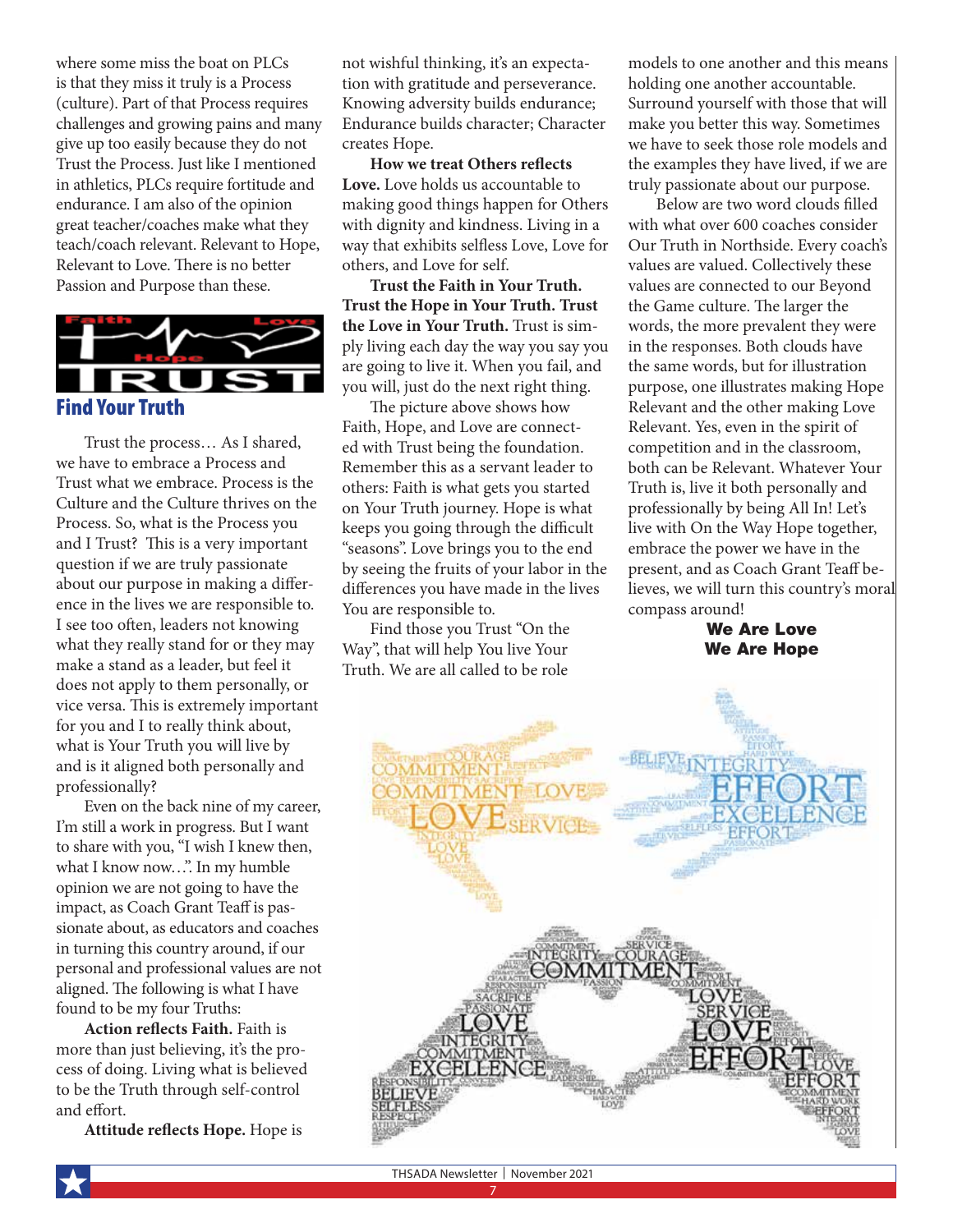where some miss the boat on PLCs is that they miss it truly is a Process (culture). Part of that Process requires challenges and growing pains and many give up too easily because they do not Trust the Process. Just like I mentioned in athletics, PLCs require fortitude and endurance. I am also of the opinion great teacher/coaches make what they teach/coach relevant. Relevant to Hope, Relevant to Love. There is no better Passion and Purpose than these.

## Find Your Truth

Trust the process… As I shared, we have to embrace a Process and Trust what we embrace. Process is the Culture and the Culture thrives on the Process. So, what is the Process you and I Trust? This is a very important question if we are truly passionate about our purpose in making a difference in the lives we are responsible to. I see too often, leaders not knowing what they really stand for or they may make a stand as a leader, but feel it does not apply to them personally, or vice versa. This is extremely important for you and I to really think about, what is Your Truth you will live by and is it aligned both personally and professionally?

Even on the back nine of my career, I'm still a work in progress. But I want to share with you, "I wish I knew then, what I know now…". In my humble opinion we are not going to have the impact, as Coach Grant Teaff is passionate about, as educators and coaches in turning this country around, if our personal and professional values are not aligned. The following is what I have found to be my four Truths:

**Action reflects Faith.** Faith is more than just believing, it's the process of doing. Living what is believed to be the Truth through self-control and effort.

**Attitude reflects Hope.** Hope is not wishful thinking, it's an expectation with gratitude and perseverance. Knowing adversity builds endurance; Endurance builds character; Character creates Hope.

**How we treat Others reflects Love.** Love holds us accountable to making good things happen for Others with dignity and kindness. Living in a way that exhibits selfless Love, Love for others, and Love for self.

**Trust the Faith in Your Truth. Trust the Hope in Your Truth. Trust the Love in Your Truth.** Trust is simply living each day the way you say you are going to live it. When you fail, and you will, just do the next right thing.

The picture above shows how Faith, Hope, and Love are connected with Trust being the foundation. Remember this as a servant leader to others: Faith is what gets you started on Your Truth journey. Hope is what keeps you going through the difficult "seasons". Love brings you to the end by seeing the fruits of your labor in the differences you have made in the lives You are responsible to.

Find those you Trust "On the Way", that will help You live Your Truth. We are all called to be role models to one another and this means holding one another accountable. Surround yourself with those that will make you better this way. Sometimes we have to seek those role models and the examples they have lived, if we are truly passionate about our purpose.

Below are two word clouds filled with what over 600 coaches consider Our Truth in Northside. Every coach's values are valued. Collectively these values are connected to our Beyond the Game culture. The larger the words, the more prevalent they were in the responses. Both clouds have the same words, but for illustration purpose, one illustrates making Hope Relevant and the other making Love Relevant. Yes, even in the spirit of competition and in the classroom, both can be Relevant. Whatever Your Truth is, live it both personally and professionally by being All In! Let's live with On the Way Hope together, embrace the power we have in the present, and as Coach Grant Teaff believes, we will turn this country's moral compass around!

**We Are Love**
**We Are Hope**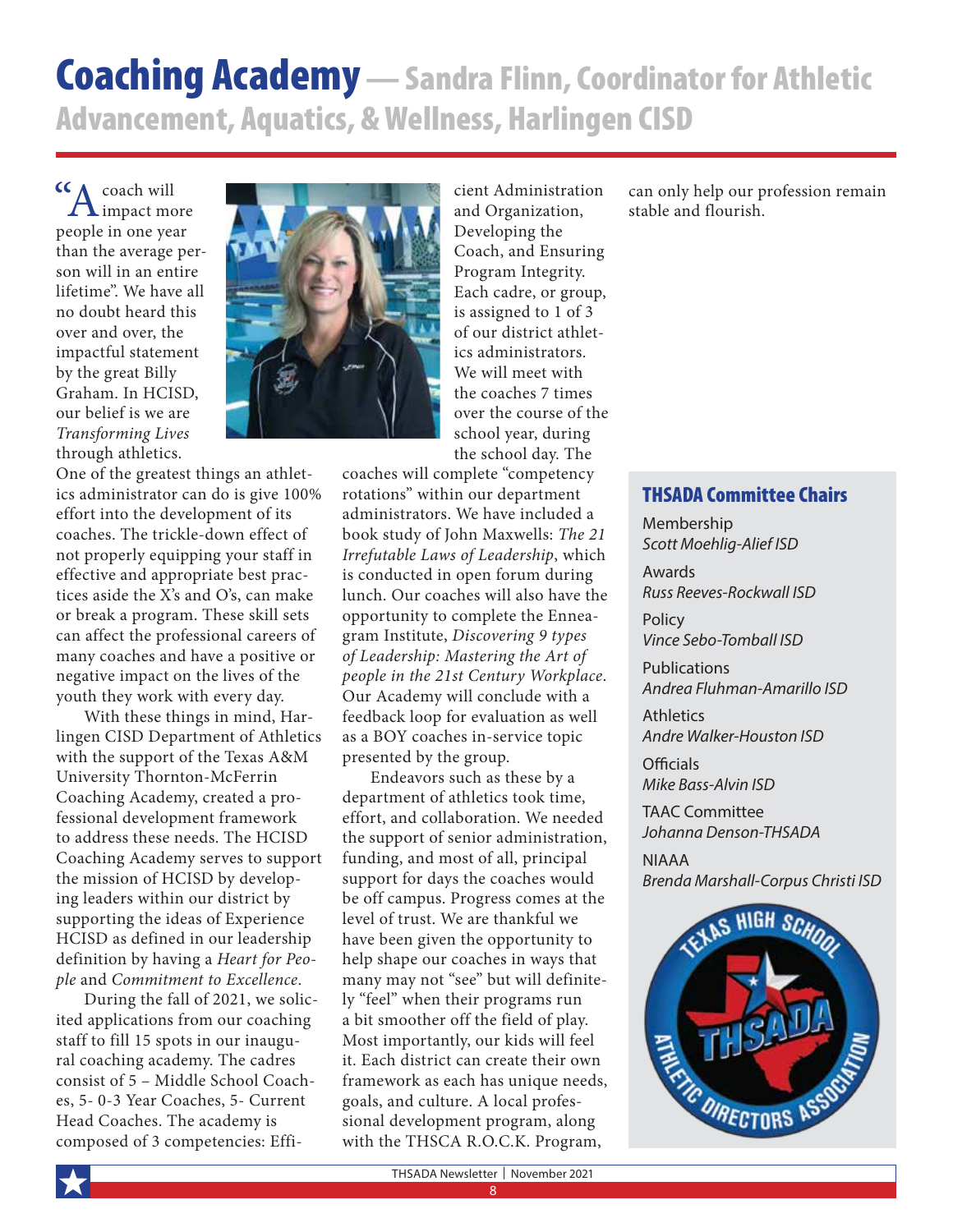# Coaching Academy — Sandra Flinn, Coordinator for Athletic Advancement, Aquatics, & Wellness, Harlingen CISD

"A coach will impact more people in one year than the average person will in an entire lifetime". We have all no doubt heard this over and over, the impactful statement by the great Billy Graham. In HCISD, our belief is we are *Transforming Lives* through athletics. One of the greatest things an athletics administrator can do is give 100% effort into the development of its coaches. The trickle-down effect of not properly equipping your staff in effective and appropriate best practices aside the X's and O's, can make or break a program. These skill sets can affect the professional careers of many coaches and have a positive or negative impact on the lives of the youth they work with every day.

With these things in mind, Harlingen CISD Department of Athletics with the support of the Texas A&M University Thornton-McFerrin Coaching Academy, created a professional development framework to address these needs. The HCISD Coaching Academy serves to support the mission of HCISD by developing leaders within our district by supporting the ideas of Experience HCISD as defined in our leadership definition by having a *Heart for People* and *Commitment to Excellence*.

During the fall of 2021, we solicited applications from our coaching staff to fill 15 spots in our inaugural coaching academy. The cadres consist of 5 – Middle School Coaches, 5- 0-3 Year Coaches, 5- Current Head Coaches. The academy is composed of 3 competencies: Efficient Administration and Organization, Developing the Coach, and Ensuring Program Integrity. Each cadre, or group, is assigned to 1 of 3 of our district athletics administrators. We will meet with the coaches 7 times over the course of the school year, during the school day. The coaches will complete "competency rotations" within our department administrators. We have included a book study of John Maxwells: *The 21 Irrefutable Laws of Leadership*, which is conducted in open forum during lunch. Our coaches will also have the opportunity to complete the Enneagram Institute, *Discovering 9 types of Leadership: Mastering the Art of people in the 21st Century Workplace.* Our Academy will conclude with a feedback loop for evaluation as well as a BOY coaches in-service topic presented by the group.

Endeavors such as these by a department of athletics took time, effort, and collaboration. We needed the support of senior administration, funding, and most of all, principal support for days the coaches would be off campus. Progress comes at the level of trust. We are thankful we have been given the opportunity to help shape our coaches in ways that many may not "see" but will definitely "feel" when their programs run a bit smoother off the field of play. Most importantly, our kids will feel it. Each district can create their own framework as each has unique needs, goals, and culture. A local professional development program, along with the THSCA R.O.C.K. Program, can only help our profession remain stable and flourish.

## THSADA Committee Chairs

Membership
*Scott Moehlig-Alief ISD*

Awards
*Russ Reeves-Rockwall ISD*

Policy
*Vince Sebo-Tomball ISD*

Publications
*Andrea Fluhman-Amarillo ISD*

Athletics
*Andre Walker-Houston ISD*

Officials
*Mike Bass-Alvin ISD*

TAAC Committee
*Johanna Denson-THSADA*

NIAAA
*Brenda Marshall-Corpus Christi ISD*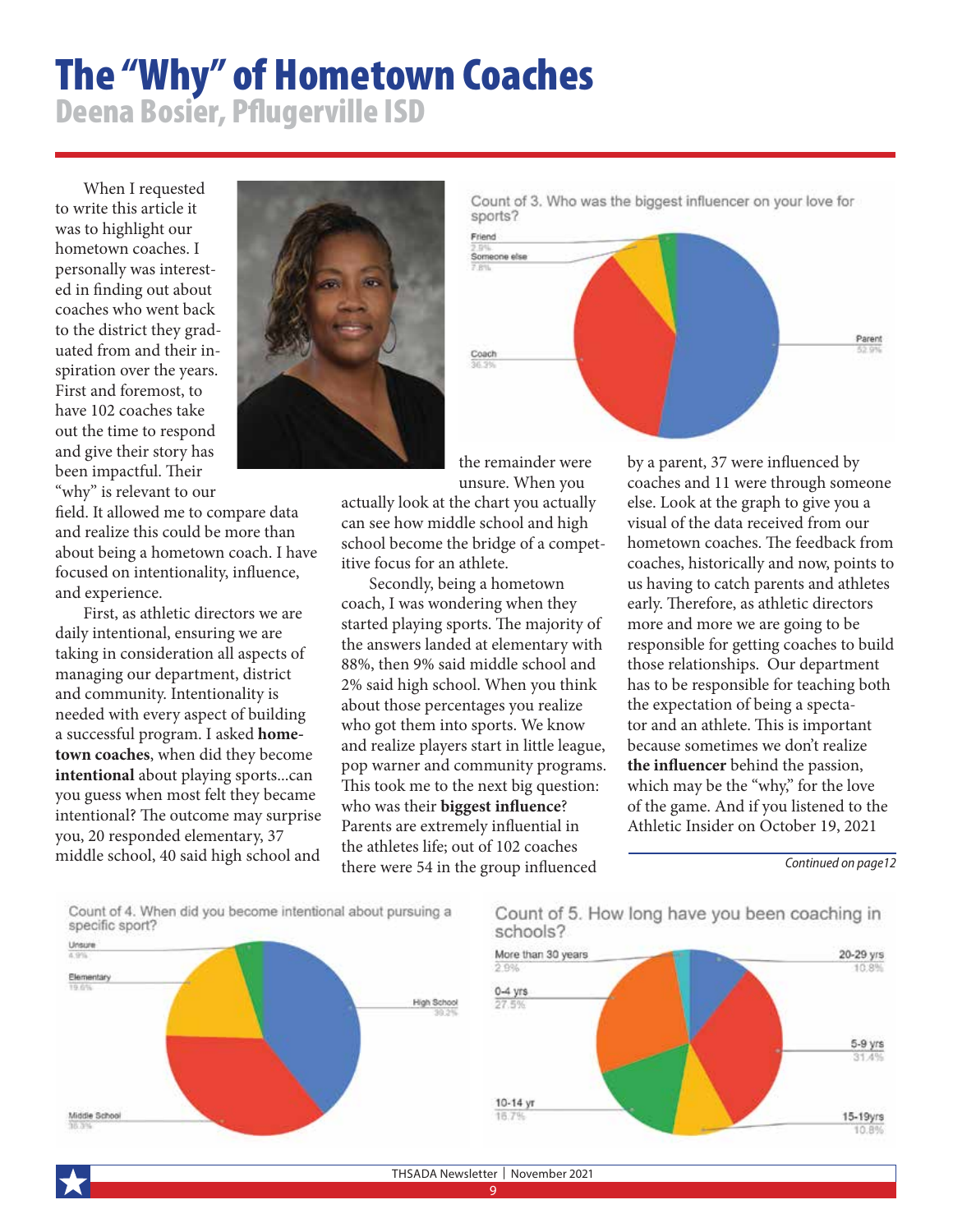# The "Why" of Hometown Coaches

## Deena Bosier, Pflugerville ISD

When I requested to write this article it was to highlight our hometown coaches. I personally was interested in finding out about coaches who went back to the district they graduated from and their inspiration over the years. First and foremost, to have 102 coaches take out the time to respond and give their story has been impactful. Their "why" is relevant to our field. It allowed me to compare data and realize this could be more than about being a hometown coach. I have focused on intentionality, influence, and experience.

First, as athletic directors we are daily intentional, ensuring we are taking in consideration all aspects of managing our department, district and community. Intentionality is needed with every aspect of building a successful program. I asked **hometown coaches**, when did they become **intentional** about playing sports...can you guess when most felt they became intentional? The outcome may surprise you, 20 responded elementary, 37 middle school, 40 said high school and the remainder were unsure. When you actually look at the chart you actually can see how middle school and high school become the bridge of a competitive focus for an athlete.

Secondly, being a hometown coach, I was wondering when they started playing sports. The majority of the answers landed at elementary with 88%, then 9% said middle school and 2% said high school. When you think about those percentages you realize who got them into sports. We know and realize players start in little league, pop warner and community programs. This took me to the next big question: who was their **biggest influence**? Parents are extremely influential in the athletes life; out of 102 coaches there were 54 in the group influenced by a parent, 37 were influenced by coaches and 11 were through someone else. Look at the graph to give you a visual of the data received from our hometown coaches. The feedback from coaches, historically and now, points to us having to catch parents and athletes early. Therefore, as athletic directors more and more we are going to be responsible for getting coaches to build those relationships. Our department has to be responsible for teaching both the expectation of being a spectator and an athlete. This is important because sometimes we don't realize **the influencer** behind the passion, which may be the "why," for the love of the game. And if you listened to the Athletic Insider on October 19, 2021

*Continued on page12*

**Count of 3. Who was the biggest influencer on your love for sports?**

| Response | Percent |
|---|---|
| Parent | 52.9% |
| Coach | 36.3% |
| Someone else | 7.8% |
| Friend | 2.9% |

**Count of 4. When did you become intentional about pursuing a specific sport?**

| Response | Percent |
|---|---|
| High School | 39.2% |
| Middle School | 36.3% |
| Elementary | 19.6% |
| Unsure | 4.9% |

**Count of 5. How long have you been coaching in schools?**

| Response | Percent |
|---|---|
| 5-9 yrs | 31.4% |
| 0-4 yrs | 27.5% |
| 10-14 yr | 16.7% |
| 20-29 yrs | 10.8% |
| 15-19yrs | 10.8% |
| More than 30 years | 2.9% |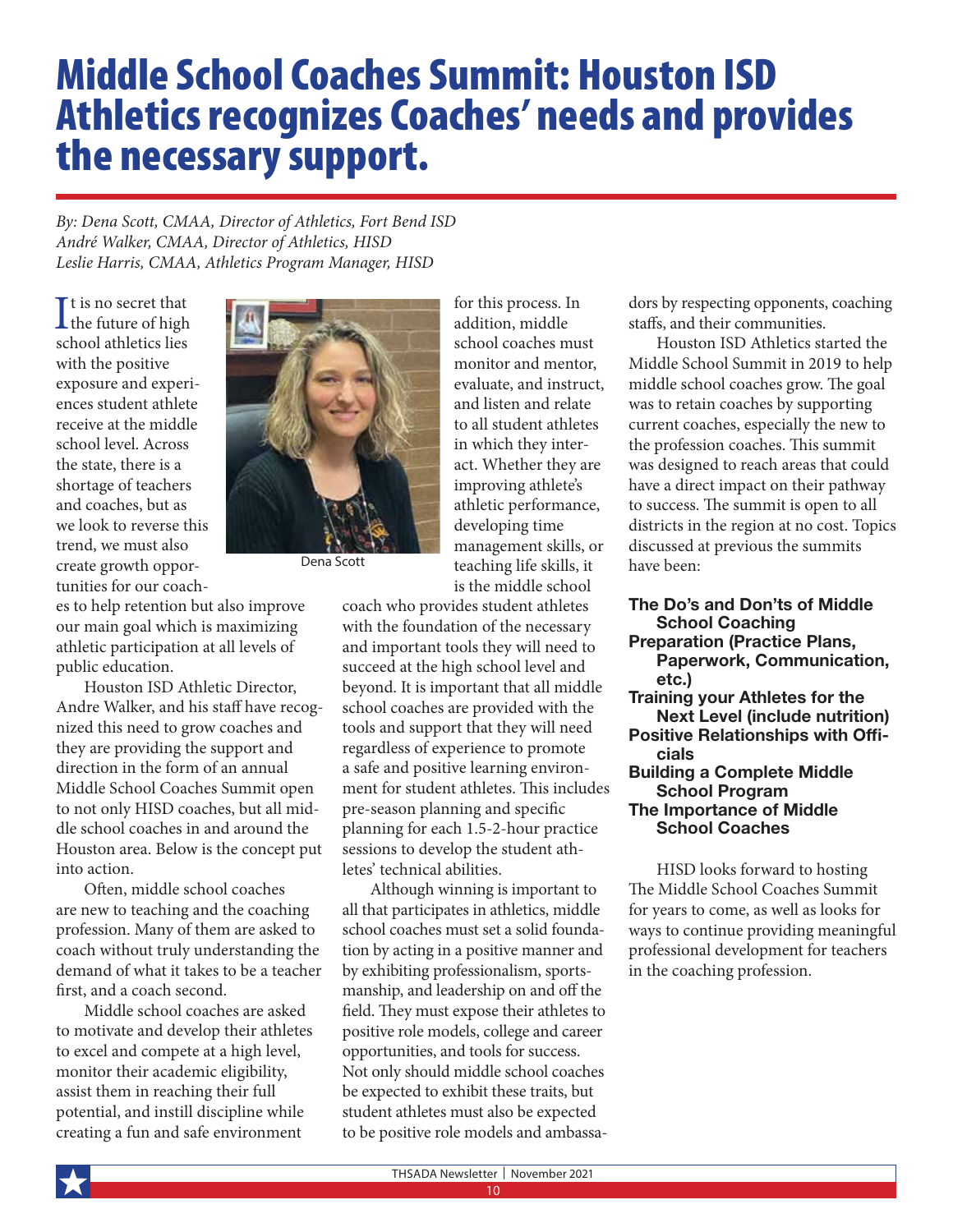# Middle School Coaches Summit: Houston ISD Athletics recognizes Coaches' needs and provides the necessary support.

*By: Dena Scott, CMAA, Director of Athletics, Fort Bend ISD*
*André Walker, CMAA, Director of Athletics, HISD*
*Leslie Harris, CMAA, Athletics Program Manager, HISD*

It is no secret that the future of high school athletics lies with the positive exposure and experiences student athlete receive at the middle school level. Across the state, there is a shortage of teachers and coaches, but as we look to reverse this trend, we must also create growth opportunities for our coaches to help retention but also improve our main goal which is maximizing athletic participation at all levels of public education.

Dena Scott

Houston ISD Athletic Director, Andre Walker, and his staff have recognized this need to grow coaches and they are providing the support and direction in the form of an annual Middle School Coaches Summit open to not only HISD coaches, but all middle school coaches in and around the Houston area. Below is the concept put into action.

Often, middle school coaches are new to teaching and the coaching profession. Many of them are asked to coach without truly understanding the demand of what it takes to be a teacher first, and a coach second.

Middle school coaches are asked to motivate and develop their athletes to excel and compete at a high level, monitor their academic eligibility, assist them in reaching their full potential, and instill discipline while creating a fun and safe environment for this process. In addition, middle school coaches must monitor and mentor, evaluate, and instruct, and listen and relate to all student athletes in which they interact. Whether they are improving athlete's athletic performance, developing time management skills, or teaching life skills, it is the middle school coach who provides student athletes with the foundation of the necessary and important tools they will need to succeed at the high school level and beyond. It is important that all middle school coaches are provided with the tools and support that they will need regardless of experience to promote a safe and positive learning environment for student athletes. This includes pre-season planning and specific planning for each 1.5-2-hour practice sessions to develop the student athletes' technical abilities.

Although winning is important to all that participates in athletics, middle school coaches must set a solid foundation by acting in a positive manner and by exhibiting professionalism, sportsmanship, and leadership on and off the field. They must expose their athletes to positive role models, college and career opportunities, and tools for success. Not only should middle school coaches be expected to exhibit these traits, but student athletes must also be expected to be positive role models and ambassadors by respecting opponents, coaching staffs, and their communities.

Houston ISD Athletics started the Middle School Summit in 2019 to help middle school coaches grow. The goal was to retain coaches by supporting current coaches, especially the new to the profession coaches. This summit was designed to reach areas that could have a direct impact on their pathway to success. The summit is open to all districts in the region at no cost. Topics discussed at previous the summits have been:

**The Do's and Don'ts of Middle School Coaching**
**Preparation (Practice Plans, Paperwork, Communication, etc.)**
**Training your Athletes for the Next Level (include nutrition)**
**Positive Relationships with Officials**
**Building a Complete Middle School Program**
**The Importance of Middle School Coaches**

HISD looks forward to hosting The Middle School Coaches Summit for years to come, as well as looks for ways to continue providing meaningful professional development for teachers in the coaching profession.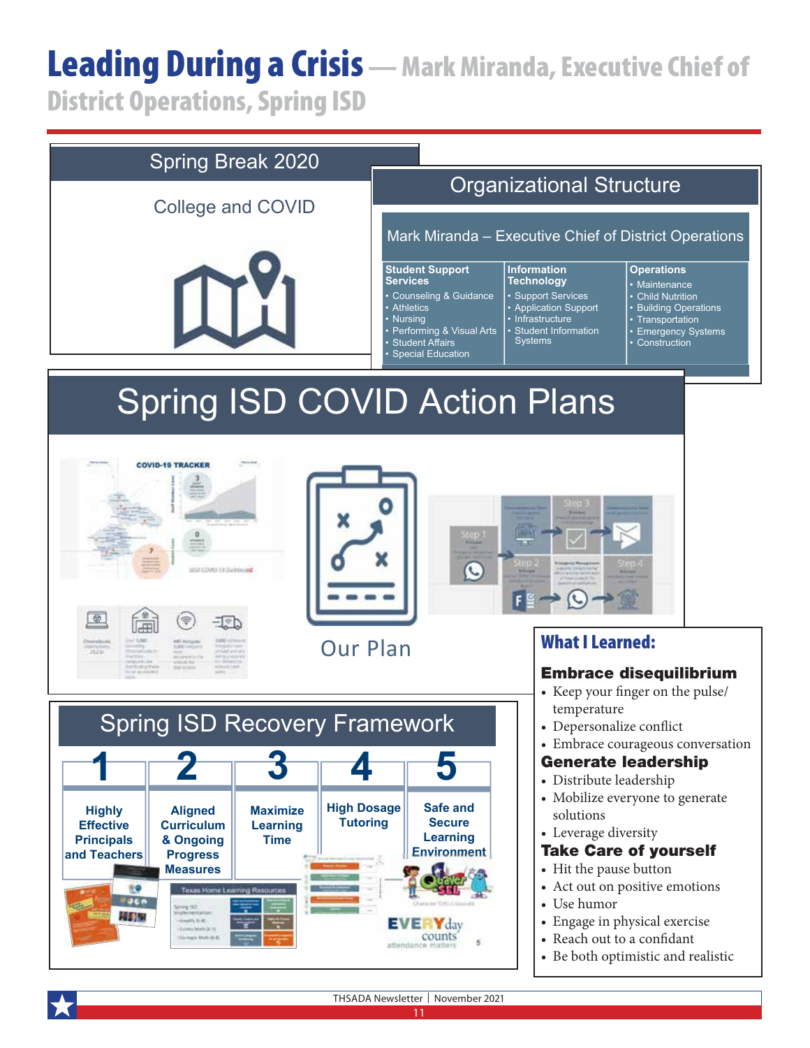# Leading During a Crisis — Mark Miranda, Executive Chief of District Operations, Spring ISD

## Spring Break 2020

College and COVID

## Organizational Structure

Mark Miranda – Executive Chief of District Operations

| Student Support Services | Information Technology | Operations |
|---|---|---|
| • Counseling & Guidance<br>• Athletics<br>• Nursing<br>• Performing & Visual Arts<br>• Student Affairs<br>• Special Education | • Support Services<br>• Application Support<br>• Infrastructure<br>• Student Information Systems | • Maintenance<br>• Child Nutrition<br>• Building Operations<br>• Transportation<br>• Emergency Systems<br>• Construction |

## Spring ISD COVID Action Plans

COVID-19 TRACKER

Our Plan

## Spring ISD Recovery Framework

| 1 | 2 | 3 | 4 | 5 |
|---|---|---|---|---|
| Highly Effective Principals and Teachers | Aligned Curriculum & Ongoing Progress Measures | Maximize Learning Time | High Dosage Tutoring | Safe and Secure Learning Environment |

## What I Learned:

### Embrace disequilibrium

- Keep your finger on the pulse/temperature
- Depersonalize conflict
- Embrace courageous conversation

### Generate leadership

- Distribute leadership
- Mobilize everyone to generate solutions
- Leverage diversity

### Take Care of yourself

- Hit the pause button
- Act out on positive emotions
- Use humor
- Engage in physical exercise
- Reach out to a confidant
- Be both optimistic and realistic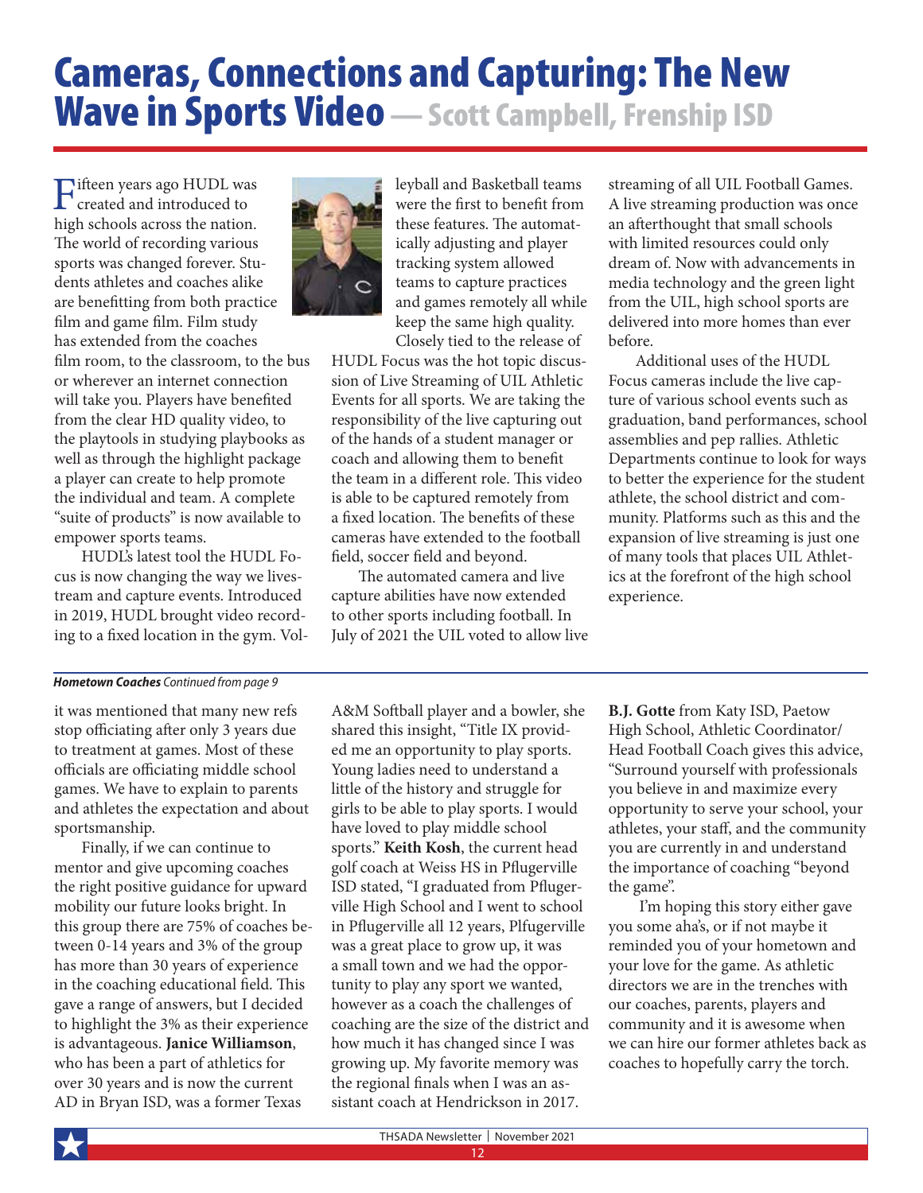# Cameras, Connections and Capturing: The New Wave in Sports Video — Scott Campbell, Frenship ISD

Fifteen years ago HUDL was created and introduced to high schools across the nation. The world of recording various sports was changed forever. Students athletes and coaches alike are benefitting from both practice film and game film. Film study has extended from the coaches film room, to the classroom, to the bus or wherever an internet connection will take you. Players have benefited from the clear HD quality video, to the playtools in studying playbooks as well as through the highlight package a player can create to help promote the individual and team. A complete "suite of products" is now available to empower sports teams.

HUDL's latest tool the HUDL Focus is now changing the way we livestream and capture events. Introduced in 2019, HUDL brought video recording to a fixed location in the gym. Volleyball and Basketball teams were the first to benefit from these features. The automatically adjusting and player tracking system allowed teams to capture practices and games remotely all while keep the same high quality.

Closely tied to the release of HUDL Focus was the hot topic discussion of Live Streaming of UIL Athletic Events for all sports. We are taking the responsibility of the live capturing out of the hands of a student manager or coach and allowing them to benefit the team in a different role. This video is able to be captured remotely from a fixed location. The benefits of these cameras have extended to the football field, soccer field and beyond.

The automated camera and live capture abilities have now extended to other sports including football. In July of 2021 the UIL voted to allow live streaming of all UIL Football Games. A live streaming production was once an afterthought that small schools with limited resources could only dream of. Now with advancements in media technology and the green light from the UIL, high school sports are delivered into more homes than ever before.

Additional uses of the HUDL Focus cameras include the live capture of various school events such as graduation, band performances, school assemblies and pep rallies. Athletic Departments continue to look for ways to better the experience for the student athlete, the school district and community. Platforms such as this and the expansion of live streaming is just one of many tools that places UIL Athletics at the forefront of the high school experience.

---

***Hometown Coaches*** *Continued from page 9*

it was mentioned that many new refs stop officiating after only 3 years due to treatment at games. Most of these officials are officiating middle school games. We have to explain to parents and athletes the expectation and about sportsmanship.

Finally, if we can continue to mentor and give upcoming coaches the right positive guidance for upward mobility our future looks bright. In this group there are 75% of coaches between 0-14 years and 3% of the group has more than 30 years of experience in the coaching educational field. This gave a range of answers, but I decided to highlight the 3% as their experience is advantageous. **Janice Williamson**, who has been a part of athletics for over 30 years and is now the current AD in Bryan ISD, was a former Texas A&M Softball player and a bowler, she shared this insight, "Title IX provided me an opportunity to play sports. Young ladies need to understand a little of the history and struggle for girls to be able to play sports. I would have loved to play middle school sports." **Keith Kosh**, the current head golf coach at Weiss HS in Pflugerville ISD stated, "I graduated from Pflugerville High School and I went to school in Pflugerville all 12 years, Plfugerville was a great place to grow up, it was a small town and we had the opportunity to play any sport we wanted, however as a coach the challenges of coaching are the size of the district and how much it has changed since I was growing up. My favorite memory was the regional finals when I was an assistant coach at Hendrickson in 2017. **B.J. Gotte** from Katy ISD, Paetow High School, Athletic Coordinator/ Head Football Coach gives this advice, "Surround yourself with professionals you believe in and maximize every opportunity to serve your school, your athletes, your staff, and the community you are currently in and understand the importance of coaching "beyond the game".

I'm hoping this story either gave you some aha's, or if not maybe it reminded you of your hometown and your love for the game. As athletic directors we are in the trenches with our coaches, parents, players and community and it is awesome when we can hire our former athletes back as coaches to hopefully carry the torch.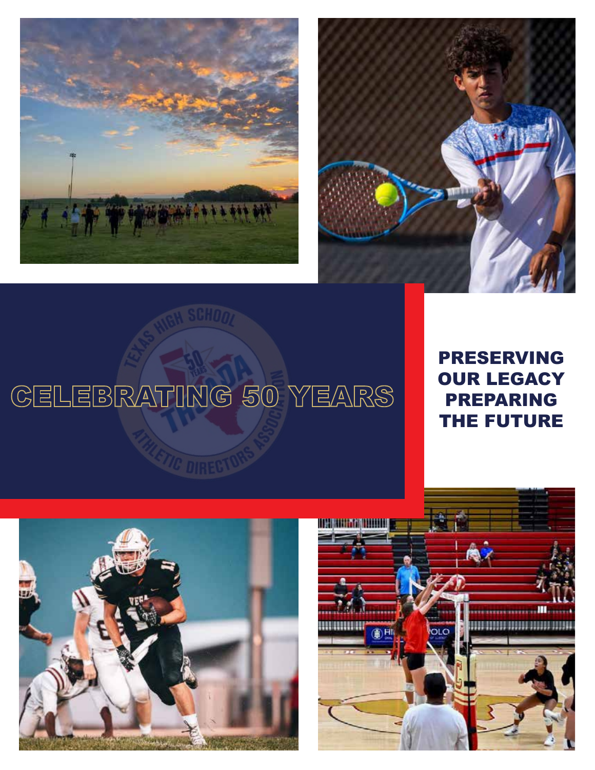# CELEBRATING 50 YEARS

**PRESERVING OUR LEGACY PREPARING THE FUTURE**